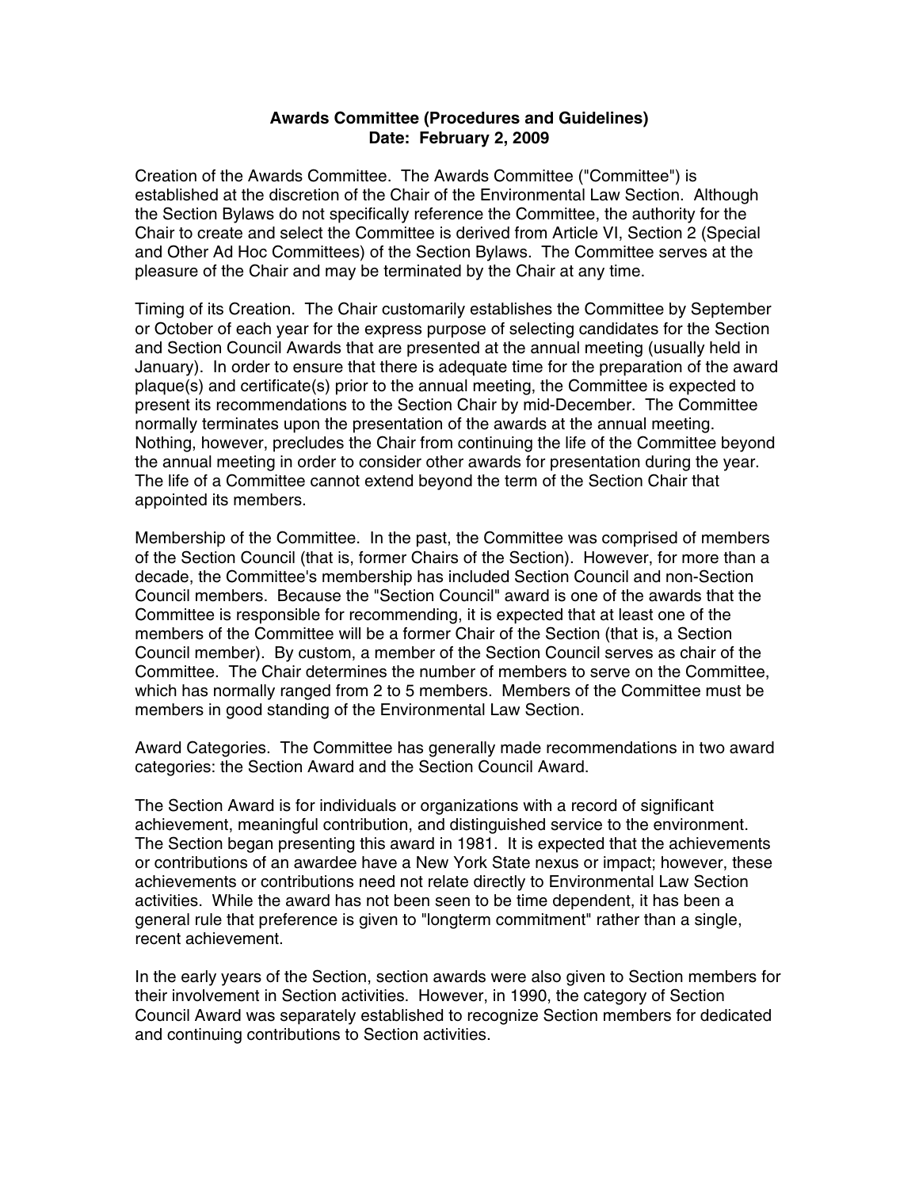**Awards Committee (Procedures and Guidelines)**
**Date: February 2, 2009**

Creation of the Awards Committee. The Awards Committee ("Committee") is established at the discretion of the Chair of the Environmental Law Section. Although the Section Bylaws do not specifically reference the Committee, the authority for the Chair to create and select the Committee is derived from Article VI, Section 2 (Special and Other Ad Hoc Committees) of the Section Bylaws. The Committee serves at the pleasure of the Chair and may be terminated by the Chair at any time.

Timing of its Creation. The Chair customarily establishes the Committee by September or October of each year for the express purpose of selecting candidates for the Section and Section Council Awards that are presented at the annual meeting (usually held in January). In order to ensure that there is adequate time for the preparation of the award plaque(s) and certificate(s) prior to the annual meeting, the Committee is expected to present its recommendations to the Section Chair by mid-December. The Committee normally terminates upon the presentation of the awards at the annual meeting. Nothing, however, precludes the Chair from continuing the life of the Committee beyond the annual meeting in order to consider other awards for presentation during the year. The life of a Committee cannot extend beyond the term of the Section Chair that appointed its members.

Membership of the Committee. In the past, the Committee was comprised of members of the Section Council (that is, former Chairs of the Section). However, for more than a decade, the Committee's membership has included Section Council and non-Section Council members. Because the "Section Council" award is one of the awards that the Committee is responsible for recommending, it is expected that at least one of the members of the Committee will be a former Chair of the Section (that is, a Section Council member). By custom, a member of the Section Council serves as chair of the Committee. The Chair determines the number of members to serve on the Committee, which has normally ranged from 2 to 5 members. Members of the Committee must be members in good standing of the Environmental Law Section.

Award Categories. The Committee has generally made recommendations in two award categories: the Section Award and the Section Council Award.

The Section Award is for individuals or organizations with a record of significant achievement, meaningful contribution, and distinguished service to the environment. The Section began presenting this award in 1981. It is expected that the achievements or contributions of an awardee have a New York State nexus or impact; however, these achievements or contributions need not relate directly to Environmental Law Section activities. While the award has not been seen to be time dependent, it has been a general rule that preference is given to "longterm commitment" rather than a single, recent achievement.

In the early years of the Section, section awards were also given to Section members for their involvement in Section activities. However, in 1990, the category of Section Council Award was separately established to recognize Section members for dedicated and continuing contributions to Section activities.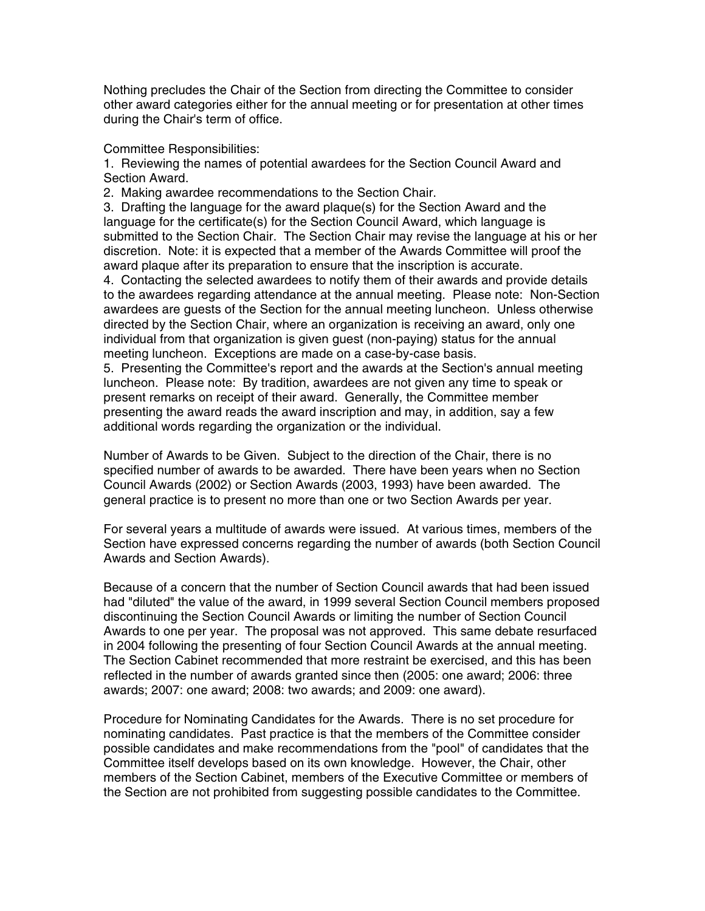Nothing precludes the Chair of the Section from directing the Committee to consider other award categories either for the annual meeting or for presentation at other times during the Chair's term of office.

Committee Responsibilities:

1. Reviewing the names of potential awardees for the Section Council Award and Section Award.
2. Making awardee recommendations to the Section Chair.
3. Drafting the language for the award plaque(s) for the Section Award and the language for the certificate(s) for the Section Council Award, which language is submitted to the Section Chair. The Section Chair may revise the language at his or her discretion. Note: it is expected that a member of the Awards Committee will proof the award plaque after its preparation to ensure that the inscription is accurate.
4. Contacting the selected awardees to notify them of their awards and provide details to the awardees regarding attendance at the annual meeting. Please note: Non-Section awardees are guests of the Section for the annual meeting luncheon. Unless otherwise directed by the Section Chair, where an organization is receiving an award, only one individual from that organization is given guest (non-paying) status for the annual meeting luncheon. Exceptions are made on a case-by-case basis.
5. Presenting the Committee's report and the awards at the Section's annual meeting luncheon. Please note: By tradition, awardees are not given any time to speak or present remarks on receipt of their award. Generally, the Committee member presenting the award reads the award inscription and may, in addition, say a few additional words regarding the organization or the individual.

Number of Awards to be Given. Subject to the direction of the Chair, there is no specified number of awards to be awarded. There have been years when no Section Council Awards (2002) or Section Awards (2003, 1993) have been awarded. The general practice is to present no more than one or two Section Awards per year.

For several years a multitude of awards were issued. At various times, members of the Section have expressed concerns regarding the number of awards (both Section Council Awards and Section Awards).

Because of a concern that the number of Section Council awards that had been issued had "diluted" the value of the award, in 1999 several Section Council members proposed discontinuing the Section Council Awards or limiting the number of Section Council Awards to one per year. The proposal was not approved. This same debate resurfaced in 2004 following the presenting of four Section Council Awards at the annual meeting. The Section Cabinet recommended that more restraint be exercised, and this has been reflected in the number of awards granted since then (2005: one award; 2006: three awards; 2007: one award; 2008: two awards; and 2009: one award).

Procedure for Nominating Candidates for the Awards. There is no set procedure for nominating candidates. Past practice is that the members of the Committee consider possible candidates and make recommendations from the "pool" of candidates that the Committee itself develops based on its own knowledge. However, the Chair, other members of the Section Cabinet, members of the Executive Committee or members of the Section are not prohibited from suggesting possible candidates to the Committee.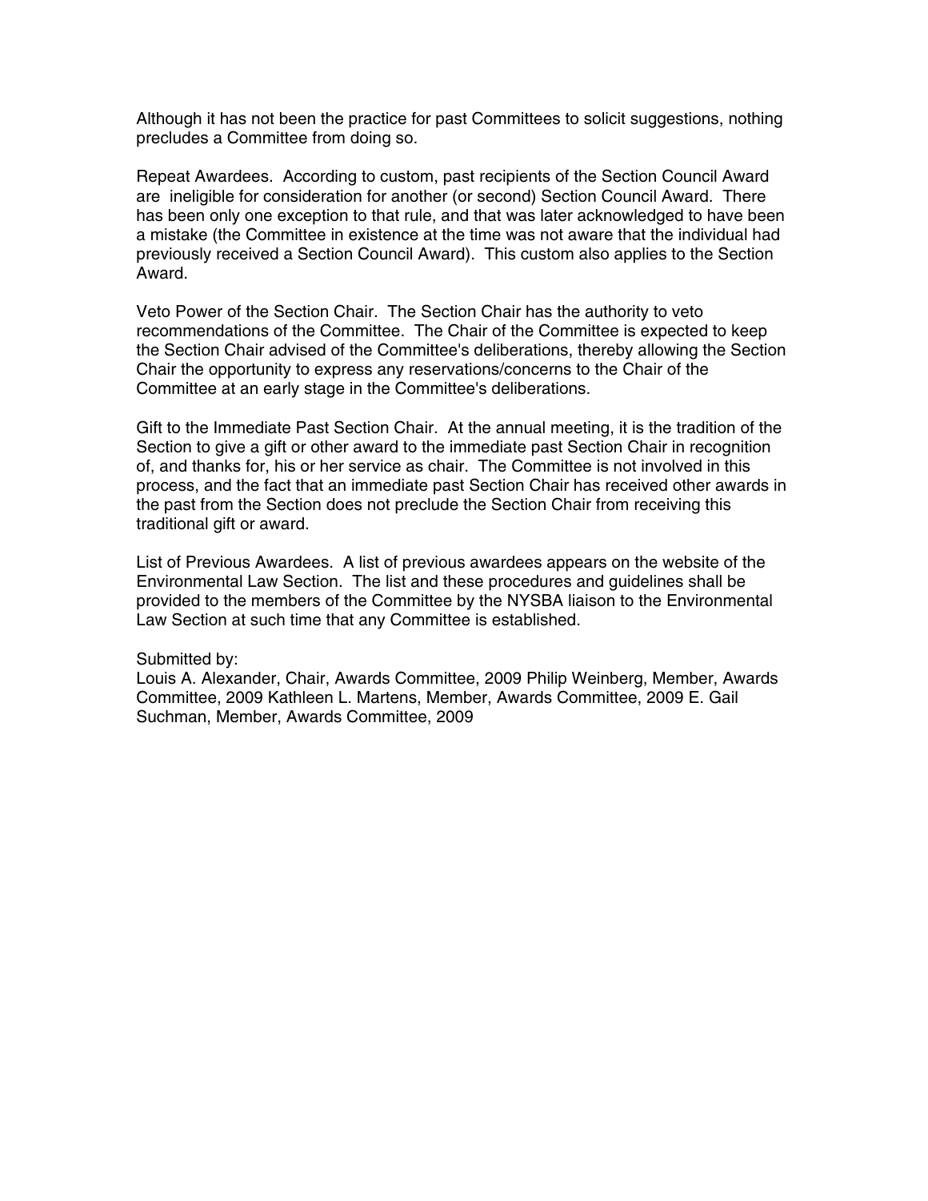Although it has not been the practice for past Committees to solicit suggestions, nothing precludes a Committee from doing so.

Repeat Awardees. According to custom, past recipients of the Section Council Award are ineligible for consideration for another (or second) Section Council Award. There has been only one exception to that rule, and that was later acknowledged to have been a mistake (the Committee in existence at the time was not aware that the individual had previously received a Section Council Award). This custom also applies to the Section Award.

Veto Power of the Section Chair. The Section Chair has the authority to veto recommendations of the Committee. The Chair of the Committee is expected to keep the Section Chair advised of the Committee's deliberations, thereby allowing the Section Chair the opportunity to express any reservations/concerns to the Chair of the Committee at an early stage in the Committee's deliberations.

Gift to the Immediate Past Section Chair. At the annual meeting, it is the tradition of the Section to give a gift or other award to the immediate past Section Chair in recognition of, and thanks for, his or her service as chair. The Committee is not involved in this process, and the fact that an immediate past Section Chair has received other awards in the past from the Section does not preclude the Section Chair from receiving this traditional gift or award.

List of Previous Awardees. A list of previous awardees appears on the website of the Environmental Law Section. The list and these procedures and guidelines shall be provided to the members of the Committee by the NYSBA liaison to the Environmental Law Section at such time that any Committee is established.

Submitted by:
Louis A. Alexander, Chair, Awards Committee, 2009 Philip Weinberg, Member, Awards Committee, 2009 Kathleen L. Martens, Member, Awards Committee, 2009 E. Gail Suchman, Member, Awards Committee, 2009